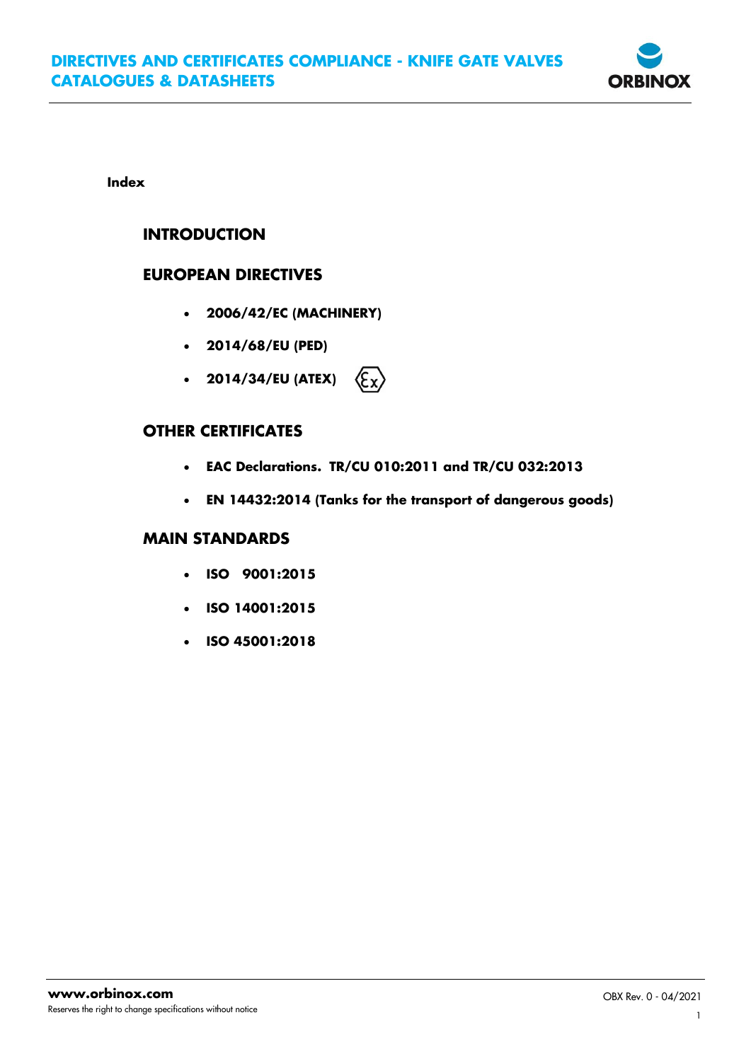# DIRECTIVES AND CERTIFICATES COMPLIANCE - KNIFE GATE VALVES CATALOGUES & DATASHEETS

**Index**

## INTRODUCTION

## EUROPEAN DIRECTIVES

- **2006/42/EC (MACHINERY)**
- **2014/68/EU (PED)**
- **2014/34/EU (ATEX)**

## OTHER CERTIFICATES

- **EAC Declarations. TR/CU 010:2011 and TR/CU 032:2013**
- **EN 14432:2014 (Tanks for the transport of dangerous goods)**

## MAIN STANDARDS

- **ISO 9001:2015**
- **ISO 14001:2015**
- **ISO 45001:2018**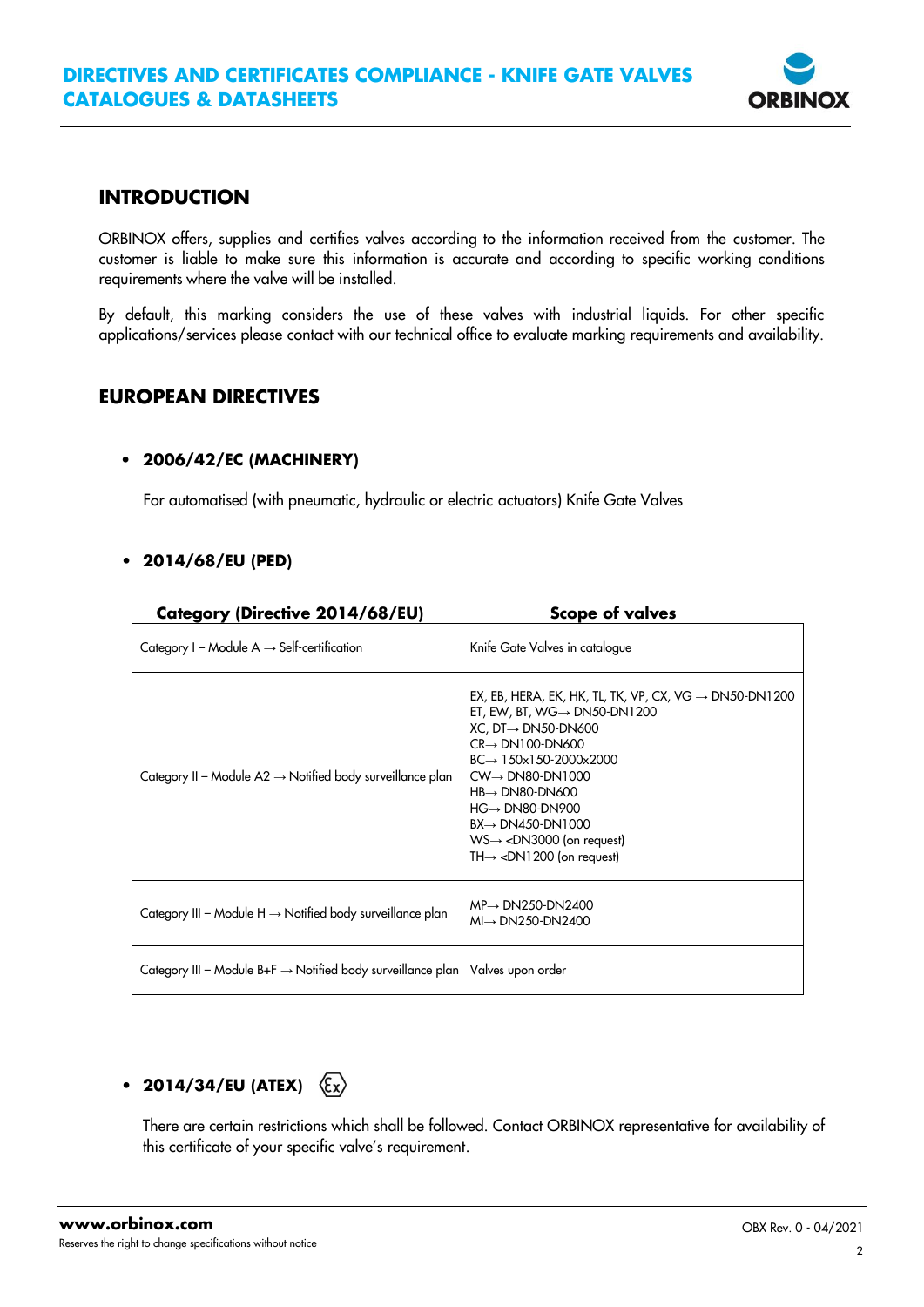# DIRECTIVES AND CERTIFICATES COMPLIANCE - KNIFE GATE VALVES CATALOGUES & DATASHEETS

## INTRODUCTION

ORBINOX offers, supplies and certifies valves according to the information received from the customer. The customer is liable to make sure this information is accurate and according to specific working conditions requirements where the valve will be installed.

By default, this marking considers the use of these valves with industrial liquids. For other specific applications/services please contact with our technical office to evaluate marking requirements and availability.

## EUROPEAN DIRECTIVES

- **2006/42/EC (MACHINERY)**

  For automatised (with pneumatic, hydraulic or electric actuators) Knife Gate Valves

- **2014/68/EU (PED)**

| Category (Directive 2014/68/EU) | Scope of valves |
| --- | --- |
| Category I – Module A → Self-certification | Knife Gate Valves in catalogue |
| Category II – Module A2 → Notified body surveillance plan | EX, EB, HERA, EK, HK, TL, TK, VP, CX, VG → DN50-DN1200<br>ET, EW, BT, WG→ DN50-DN1200<br>XC, DT→ DN50-DN600<br>CR→ DN100-DN600<br>BC→ 150x150-2000x2000<br>CW→ DN80-DN1000<br>HB→ DN80-DN600<br>HG→ DN80-DN900<br>BX→ DN450-DN1000<br>WS→ <DN3000 (on request)<br>TH→ <DN1200 (on request) |
| Category III – Module H → Notified body surveillance plan | MP→ DN250-DN2400<br>MI→ DN250-DN2400 |
| Category III – Module B+F → Notified body surveillance plan | Valves upon order |

- **2014/34/EU (ATEX)** ⟨Ex⟩

  There are certain restrictions which shall be followed. Contact ORBINOX representative for availability of this certificate of your specific valve's requirement.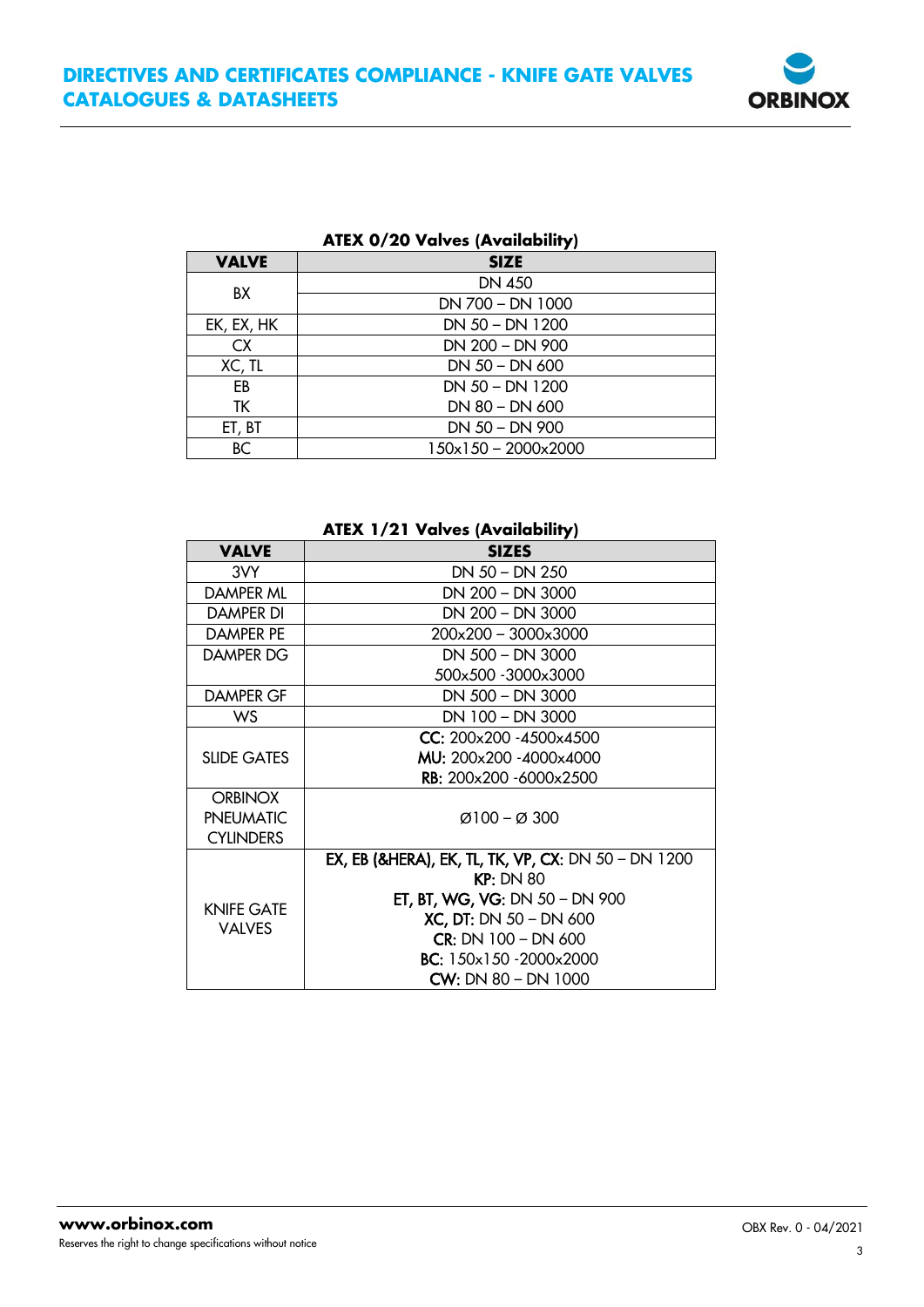### ATEX 0/20 Valves (Availability)

| VALVE | SIZE |
|---|---|
| BX | DN 450 |
| | DN 700 – DN 1000 |
| EK, EX, HK | DN 50 – DN 1200 |
| CX | DN 200 – DN 900 |
| XC, TL | DN 50 – DN 600 |
| EB | DN 50 – DN 1200 |
| TK | DN 80 – DN 600 |
| ET, BT | DN 50 – DN 900 |
| BC | 150x150 – 2000x2000 |

### ATEX 1/21 Valves (Availability)

| VALVE | SIZES |
|---|---|
| 3VY | DN 50 – DN 250 |
| DAMPER ML | DN 200 – DN 3000 |
| DAMPER DI | DN 200 – DN 3000 |
| DAMPER PE | 200x200 – 3000x3000 |
| DAMPER DG | DN 500 – DN 3000<br>500x500 -3000x3000 |
| DAMPER GF | DN 500 – DN 3000 |
| WS | DN 100 – DN 3000 |
| SLIDE GATES | **CC:** 200x200 -4500x4500<br>**MU:** 200x200 -4000x4000<br>**RB:** 200x200 -6000x2500 |
| ORBINOX PNEUMATIC CYLINDERS | Ø100 – Ø 300 |
| KNIFE GATE VALVES | **EX, EB (&HERA), EK, TL, TK, VP, CX:** DN 50 – DN 1200<br>**KP:** DN 80<br>**ET, BT, WG, VG:** DN 50 – DN 900<br>**XC, DT:** DN 50 – DN 600<br>**CR:** DN 100 – DN 600<br>**BC:** 150x150 -2000x2000<br>**CW:** DN 80 – DN 1000 |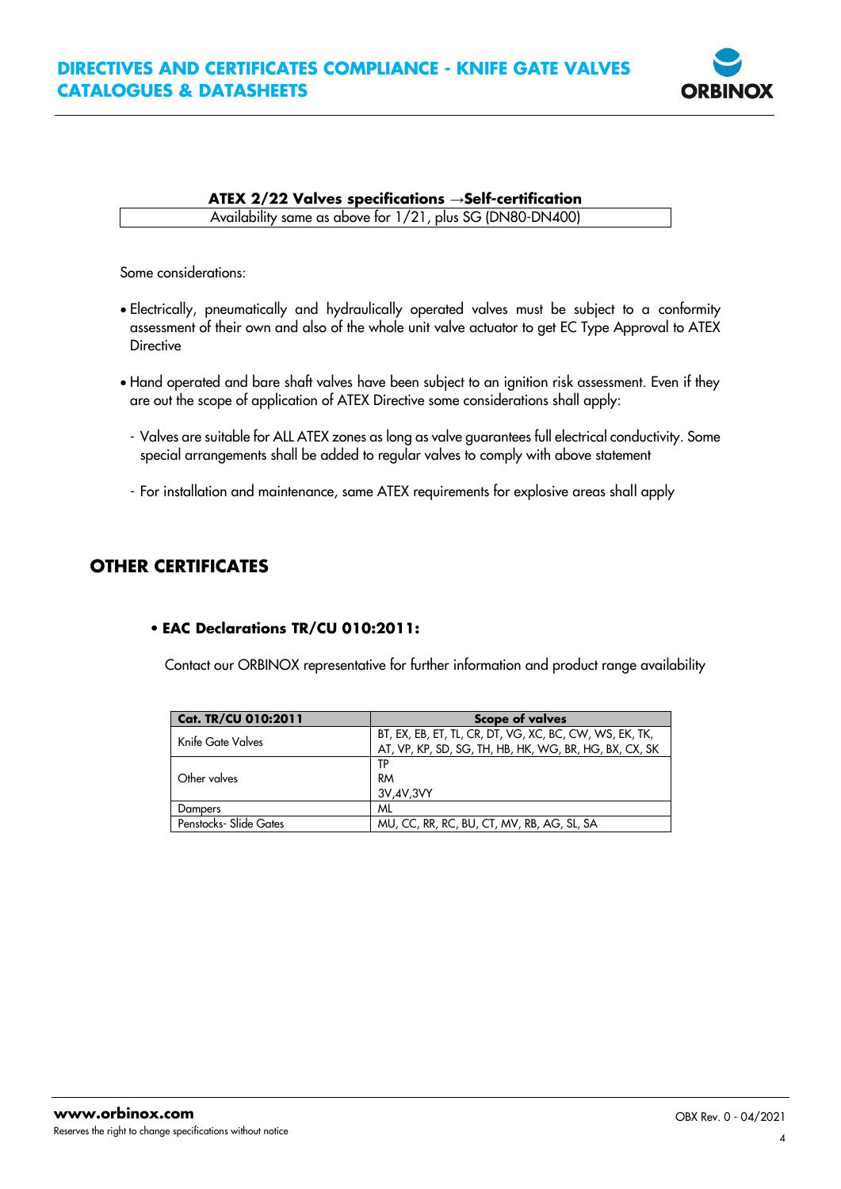**ATEX 2/22 Valves specifications →Self-certification**

| Availability same as above for 1/21, plus SG (DN80-DN400) |
|---|

Some considerations:

- Electrically, pneumatically and hydraulically operated valves must be subject to a conformity assessment of their own and also of the whole unit valve actuator to get EC Type Approval to ATEX Directive

- Hand operated and bare shaft valves have been subject to an ignition risk assessment. Even if they are out the scope of application of ATEX Directive some considerations shall apply:

  - Valves are suitable for ALL ATEX zones as long as valve guarantees full electrical conductivity. Some special arrangements shall be added to regular valves to comply with above statement

  - For installation and maintenance, same ATEX requirements for explosive areas shall apply

## OTHER CERTIFICATES

- **EAC Declarations TR/CU 010:2011:**

  Contact our ORBINOX representative for further information and product range availability

| Cat. TR/CU 010:2011 | Scope of valves |
|---|---|
| Knife Gate Valves | BT, EX, EB, ET, TL, CR, DT, VG, XC, BC, CW, WS, EK, TK, AT, VP, KP, SD, SG, TH, HB, HK, WG, BR, HG, BX, CX, SK |
| Other valves | TP<br>RM<br>3V,4V,3VY |
| Dampers | ML |
| Penstocks- Slide Gates | MU, CC, RR, RC, BU, CT, MV, RB, AG, SL, SA |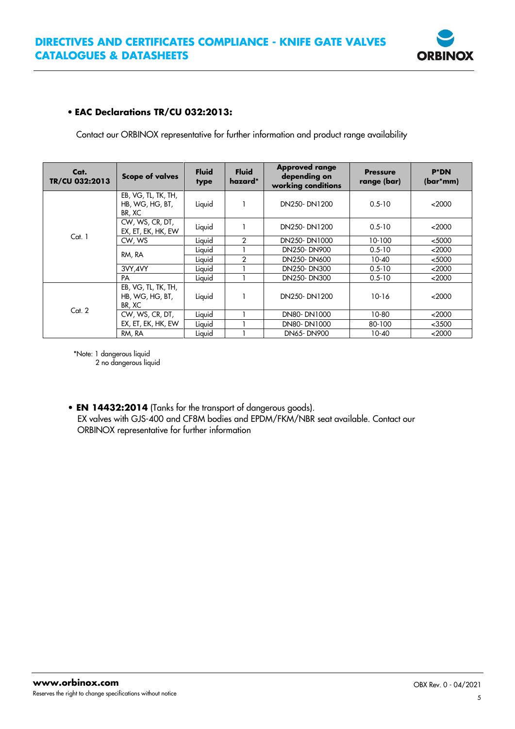- **EAC Declarations TR/CU 032:2013:**

Contact our ORBINOX representative for further information and product range availability

| Cat. TR/CU 032:2013 | Scope of valves | Fluid type | Fluid hazard* | Approved range depending on working conditions | Pressure range (bar) | P*DN (bar*mm) |
|---|---|---|---|---|---|---|
| Cat. 1 | EB, VG, TL, TK, TH, HB, WG, HG, BT, BR, XC | Liquid | 1 | DN250- DN1200 | 0.5-10 | <2000 |
| | CW, WS, CR, DT, EX, ET, EK, HK, EW | Liquid | 1 | DN250- DN1200 | 0.5-10 | <2000 |
| | CW, WS | Liquid | 2 | DN250- DN1000 | 10-100 | <5000 |
| | RM, RA | Liquid | 1 | DN250- DN900 | 0.5-10 | <2000 |
| | | Liquid | 2 | DN250- DN600 | 10-40 | <5000 |
| | 3VY,4VY | Liquid | 1 | DN250- DN300 | 0.5-10 | <2000 |
| | PA | Liquid | 1 | DN250- DN300 | 0.5-10 | <2000 |
| Cat. 2 | EB, VG, TL, TK, TH, HB, WG, HG, BT, BR, XC | Liquid | 1 | DN250- DN1200 | 10-16 | <2000 |
| | CW, WS, CR, DT, EX, ET, EK, HK, EW | Liquid | 1 | DN80- DN1000 | 10-80 | <2000 |
| | | Liquid | 1 | DN80- DN1000 | 80-100 | <3500 |
| | RM, RA | Liquid | 1 | DN65- DN900 | 10-40 | <2000 |

*Note: 1 dangerous liquid
2 no dangerous liquid

- **EN 14432:2014** (Tanks for the transport of dangerous goods).
  EX valves with GJS-400 and CF8M bodies and EPDM/FKM/NBR seat available. Contact our ORBINOX representative for further information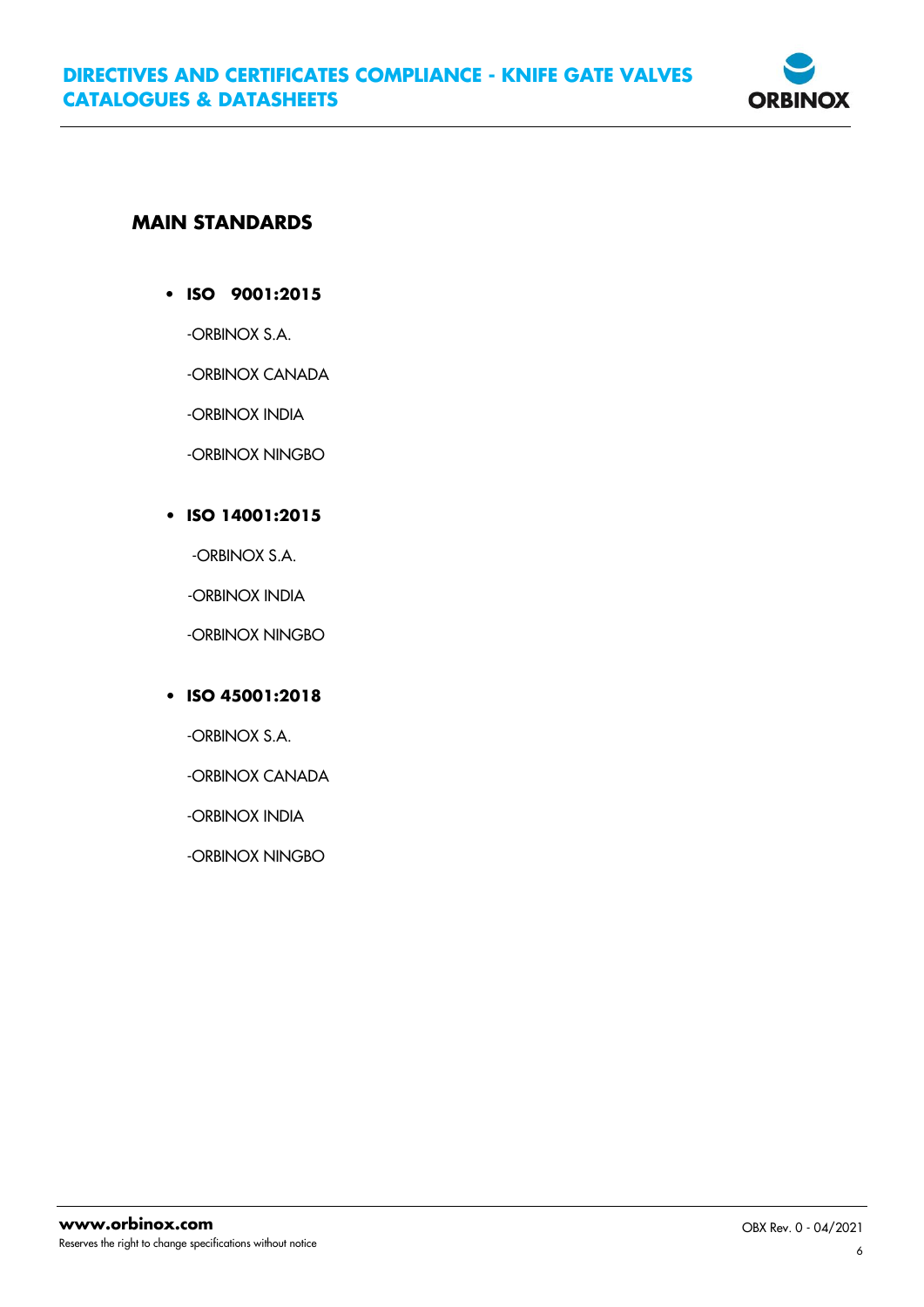## MAIN STANDARDS

- **ISO 9001:2015**

  -ORBINOX S.A.

  -ORBINOX CANADA

  -ORBINOX INDIA

  -ORBINOX NINGBO

- **ISO 14001:2015**

  -ORBINOX S.A.

  -ORBINOX INDIA

  -ORBINOX NINGBO

- **ISO 45001:2018**

  -ORBINOX S.A.

  -ORBINOX CANADA

  -ORBINOX INDIA

  -ORBINOX NINGBO